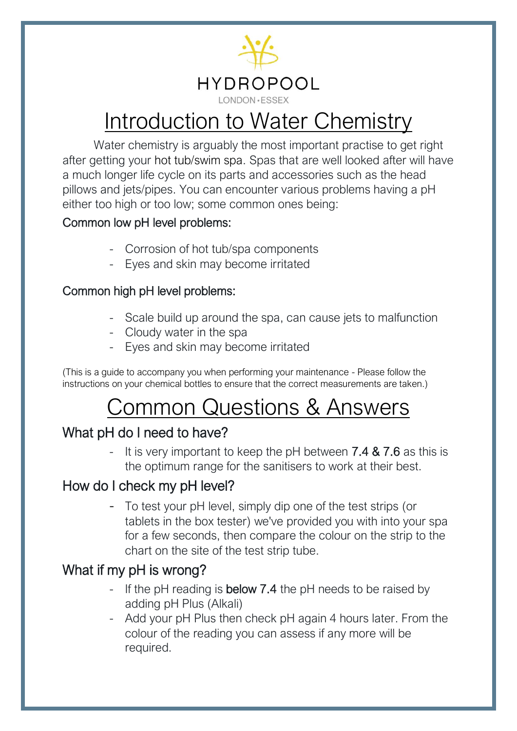HYDROPOOL

LONDON • ESSEX

# Introduction to Water Chemistry

Water chemistry is arguably the most important practise to get right after getting your hot tub/swim spa. Spas that are well looked after will have a much longer life cycle on its parts and accessories such as the head pillows and jets/pipes. You can encounter various problems having a pH either too high or too low; some common ones being:

### Common low pH level problems:

- Corrosion of hot tub/spa components
- Eyes and skin may become irritated

### Common high pH level problems:

- Scale build up around the spa, can cause jets to malfunction
- Cloudy water in the spa
- Eyes and skin may become irritated

(This is a guide to accompany you when performing your maintenance - Please follow the instructions on your chemical bottles to ensure that the correct measurements are taken.)

# Common Questions & Answers

## What pH do I need to have?

- It is very important to keep the pH between 7.4 & 7.6 as this is the optimum range for the sanitisers to work at their best.

## How do I check my pH level?

- To test your pH level, simply dip one of the test strips (or tablets in the box tester) we've provided you with into your spa for a few seconds, then compare the colour on the strip to the chart on the site of the test strip tube.

## What if my pH is wrong?

- If the pH reading is **below 7.4** the pH needs to be raised by adding pH Plus (Alkali)
- Add your pH Plus then check pH again 4 hours later. From the colour of the reading you can assess if any more will be required.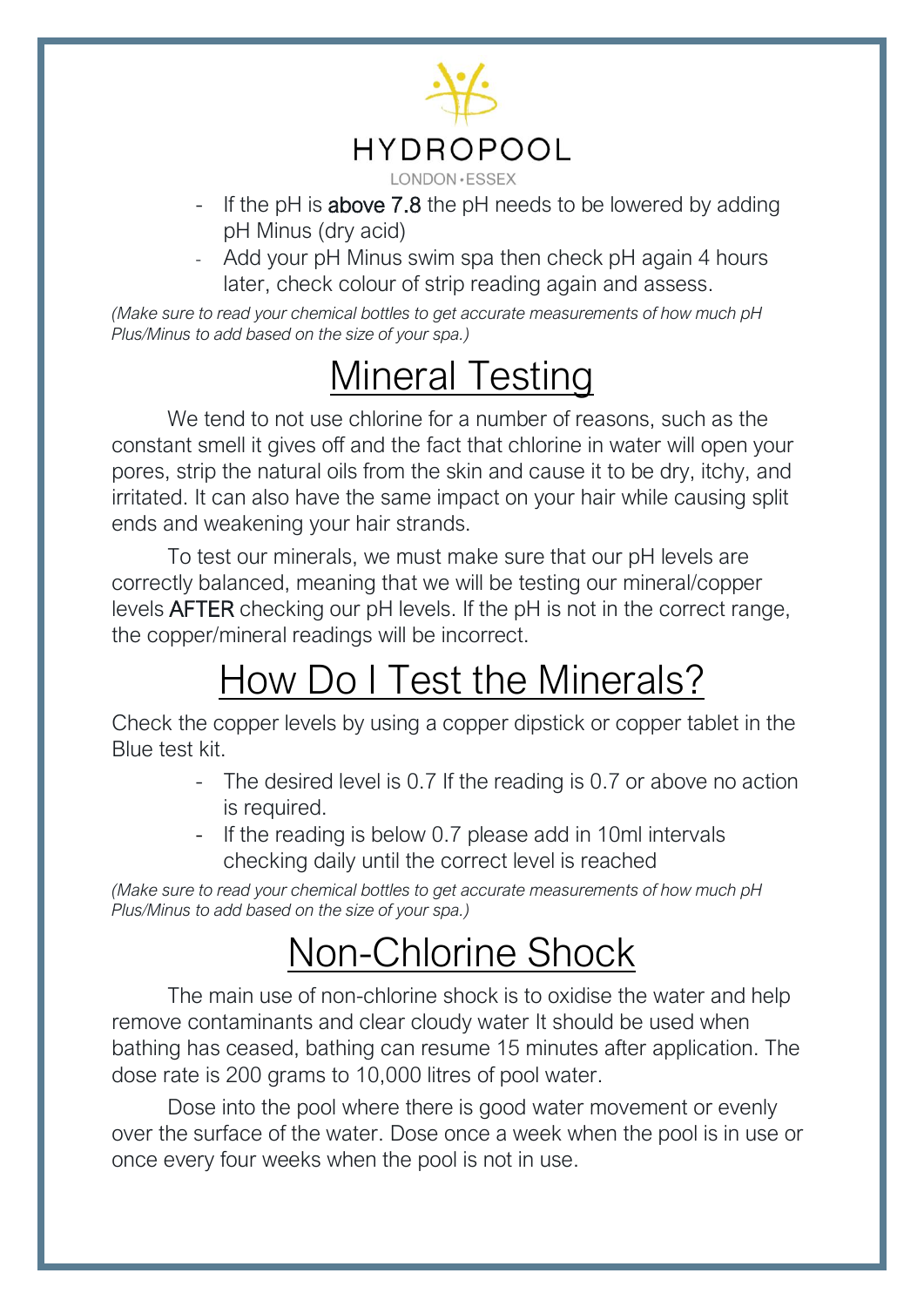- If the pH is **above 7.8** the pH needs to be lowered by adding pH Minus (dry acid)
- Add your pH Minus swim spa then check pH again 4 hours later, check colour of strip reading again and assess.

*(Make sure to read your chemical bottles to get accurate measurements of how much pH Plus/Minus to add based on the size of your spa.)*

# Mineral Testing

We tend to not use chlorine for a number of reasons, such as the constant smell it gives off and the fact that chlorine in water will open your pores, strip the natural oils from the skin and cause it to be dry, itchy, and irritated. It can also have the same impact on your hair while causing split ends and weakening your hair strands.

To test our minerals, we must make sure that our pH levels are correctly balanced, meaning that we will be testing our mineral/copper levels **AFTER** checking our pH levels. If the pH is not in the correct range, the copper/mineral readings will be incorrect.

# How Do I Test the Minerals?

Check the copper levels by using a copper dipstick or copper tablet in the Blue test kit.

- The desired level is 0.7 If the reading is 0.7 or above no action is required.
- If the reading is below 0.7 please add in 10ml intervals checking daily until the correct level is reached

*(Make sure to read your chemical bottles to get accurate measurements of how much pH Plus/Minus to add based on the size of your spa.)*

# Non-Chlorine Shock

The main use of non-chlorine shock is to oxidise the water and help remove contaminants and clear cloudy water It should be used when bathing has ceased, bathing can resume 15 minutes after application. The dose rate is 200 grams to 10,000 litres of pool water.

Dose into the pool where there is good water movement or evenly over the surface of the water. Dose once a week when the pool is in use or once every four weeks when the pool is not in use.